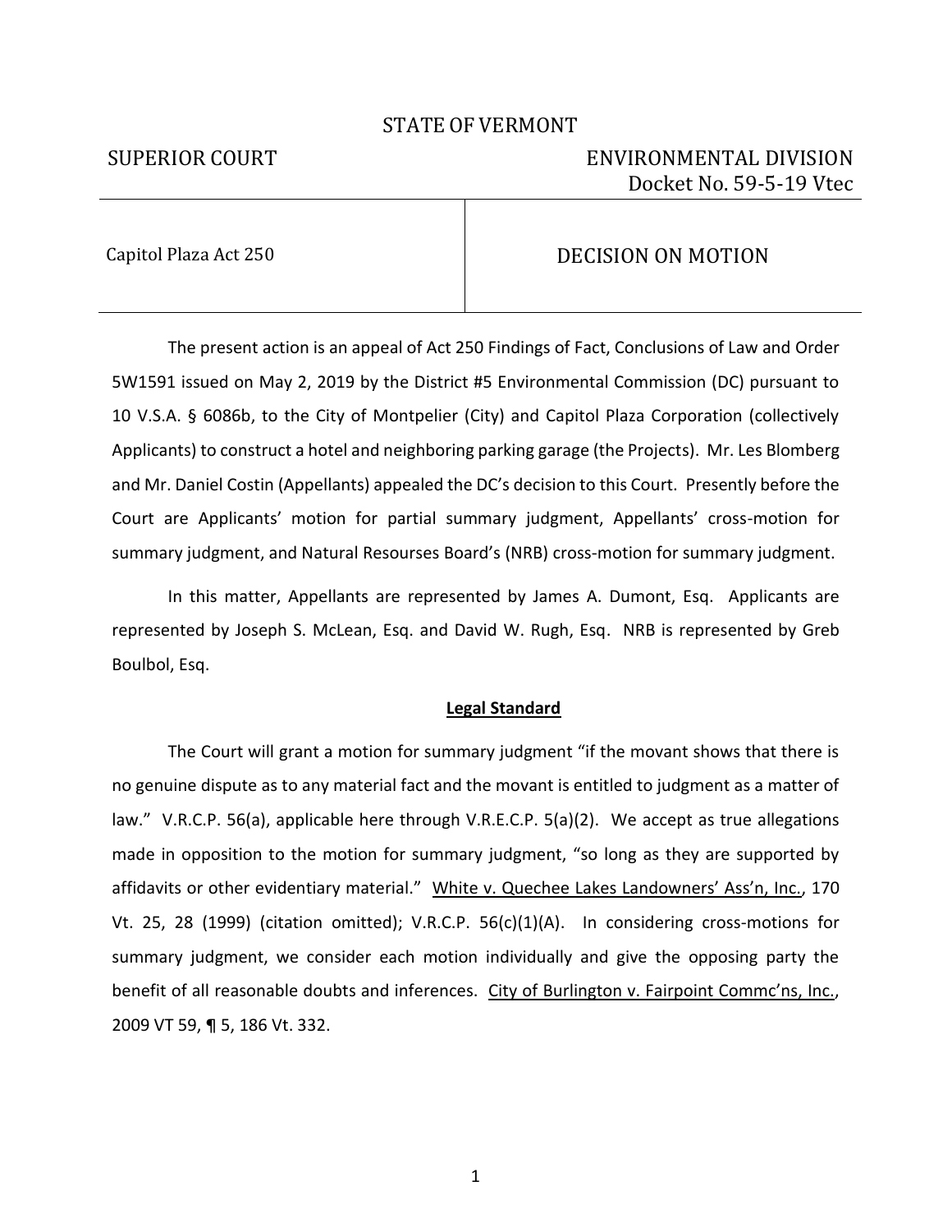STATE OF VERMONT

SUPERIOR COURT ENVIRONMENTAL DIVISION
Docket No. 59-5-19 Vtec

| Capitol Plaza Act 250 | DECISION ON MOTION |
|---|---|

The present action is an appeal of Act 250 Findings of Fact, Conclusions of Law and Order 5W1591 issued on May 2, 2019 by the District #5 Environmental Commission (DC) pursuant to 10 V.S.A. § 6086b, to the City of Montpelier (City) and Capitol Plaza Corporation (collectively Applicants) to construct a hotel and neighboring parking garage (the Projects). Mr. Les Blomberg and Mr. Daniel Costin (Appellants) appealed the DC's decision to this Court. Presently before the Court are Applicants' motion for partial summary judgment, Appellants' cross-motion for summary judgment, and Natural Resourses Board's (NRB) cross-motion for summary judgment.

In this matter, Appellants are represented by James A. Dumont, Esq. Applicants are represented by Joseph S. McLean, Esq. and David W. Rugh, Esq. NRB is represented by Greb Boulbol, Esq.

## Legal Standard

The Court will grant a motion for summary judgment "if the movant shows that there is no genuine dispute as to any material fact and the movant is entitled to judgment as a matter of law." V.R.C.P. 56(a), applicable here through V.R.E.C.P. 5(a)(2). We accept as true allegations made in opposition to the motion for summary judgment, "so long as they are supported by affidavits or other evidentiary material." White v. Quechee Lakes Landowners' Ass'n, Inc., 170 Vt. 25, 28 (1999) (citation omitted); V.R.C.P. 56(c)(1)(A). In considering cross-motions for summary judgment, we consider each motion individually and give the opposing party the benefit of all reasonable doubts and inferences. City of Burlington v. Fairpoint Commc'ns, Inc., 2009 VT 59, ¶ 5, 186 Vt. 332.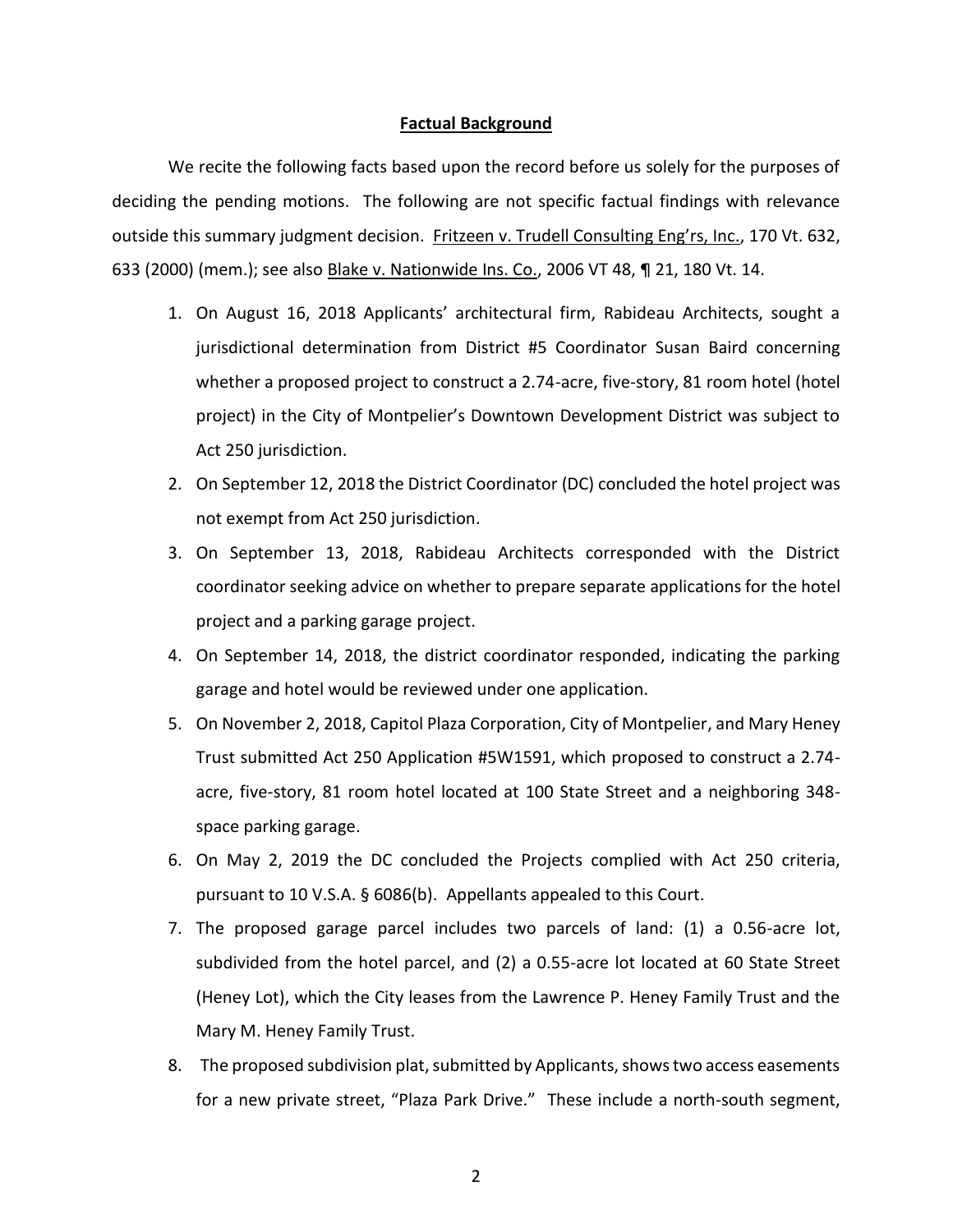## **Factual Background**

We recite the following facts based upon the record before us solely for the purposes of deciding the pending motions. The following are not specific factual findings with relevance outside this summary judgment decision. Fritzeen v. Trudell Consulting Eng'rs, Inc., 170 Vt. 632, 633 (2000) (mem.); see also Blake v. Nationwide Ins. Co., 2006 VT 48, ¶ 21, 180 Vt. 14.

1. On August 16, 2018 Applicants' architectural firm, Rabideau Architects, sought a jurisdictional determination from District #5 Coordinator Susan Baird concerning whether a proposed project to construct a 2.74-acre, five-story, 81 room hotel (hotel project) in the City of Montpelier's Downtown Development District was subject to Act 250 jurisdiction.
2. On September 12, 2018 the District Coordinator (DC) concluded the hotel project was not exempt from Act 250 jurisdiction.
3. On September 13, 2018, Rabideau Architects corresponded with the District coordinator seeking advice on whether to prepare separate applications for the hotel project and a parking garage project.
4. On September 14, 2018, the district coordinator responded, indicating the parking garage and hotel would be reviewed under one application.
5. On November 2, 2018, Capitol Plaza Corporation, City of Montpelier, and Mary Heney Trust submitted Act 250 Application #5W1591, which proposed to construct a 2.74-acre, five-story, 81 room hotel located at 100 State Street and a neighboring 348-space parking garage.
6. On May 2, 2019 the DC concluded the Projects complied with Act 250 criteria, pursuant to 10 V.S.A. § 6086(b). Appellants appealed to this Court.
7. The proposed garage parcel includes two parcels of land: (1) a 0.56-acre lot, subdivided from the hotel parcel, and (2) a 0.55-acre lot located at 60 State Street (Heney Lot), which the City leases from the Lawrence P. Heney Family Trust and the Mary M. Heney Family Trust.
8. The proposed subdivision plat, submitted by Applicants, shows two access easements for a new private street, "Plaza Park Drive." These include a north-south segment,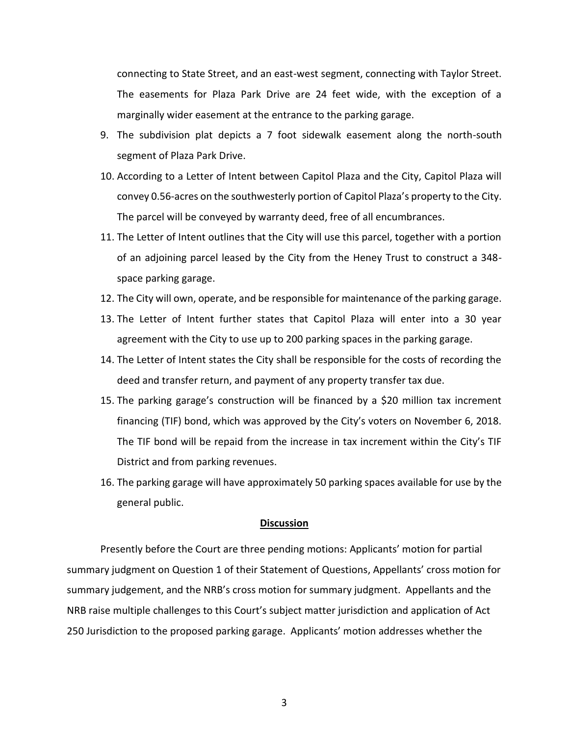connecting to State Street, and an east-west segment, connecting with Taylor Street. The easements for Plaza Park Drive are 24 feet wide, with the exception of a marginally wider easement at the entrance to the parking garage.

9. The subdivision plat depicts a 7 foot sidewalk easement along the north-south segment of Plaza Park Drive.
10. According to a Letter of Intent between Capitol Plaza and the City, Capitol Plaza will convey 0.56-acres on the southwesterly portion of Capitol Plaza's property to the City. The parcel will be conveyed by warranty deed, free of all encumbrances.
11. The Letter of Intent outlines that the City will use this parcel, together with a portion of an adjoining parcel leased by the City from the Heney Trust to construct a 348-space parking garage.
12. The City will own, operate, and be responsible for maintenance of the parking garage.
13. The Letter of Intent further states that Capitol Plaza will enter into a 30 year agreement with the City to use up to 200 parking spaces in the parking garage.
14. The Letter of Intent states the City shall be responsible for the costs of recording the deed and transfer return, and payment of any property transfer tax due.
15. The parking garage's construction will be financed by a $20 million tax increment financing (TIF) bond, which was approved by the City's voters on November 6, 2018. The TIF bond will be repaid from the increase in tax increment within the City's TIF District and from parking revenues.
16. The parking garage will have approximately 50 parking spaces available for use by the general public.

**Discussion**

Presently before the Court are three pending motions: Applicants' motion for partial summary judgment on Question 1 of their Statement of Questions, Appellants' cross motion for summary judgement, and the NRB's cross motion for summary judgment. Appellants and the NRB raise multiple challenges to this Court's subject matter jurisdiction and application of Act 250 Jurisdiction to the proposed parking garage. Applicants' motion addresses whether the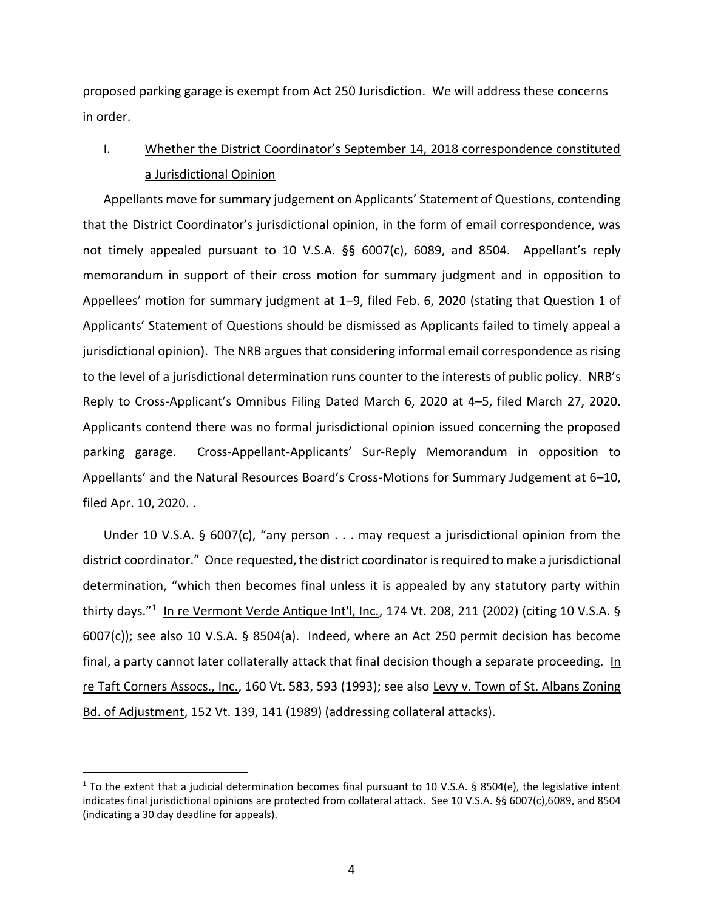proposed parking garage is exempt from Act 250 Jurisdiction. We will address these concerns in order.

## I. Whether the District Coordinator's September 14, 2018 correspondence constituted a Jurisdictional Opinion

Appellants move for summary judgement on Applicants' Statement of Questions, contending that the District Coordinator's jurisdictional opinion, in the form of email correspondence, was not timely appealed pursuant to 10 V.S.A. §§ 6007(c), 6089, and 8504. Appellant's reply memorandum in support of their cross motion for summary judgment and in opposition to Appellees' motion for summary judgment at 1–9, filed Feb. 6, 2020 (stating that Question 1 of Applicants' Statement of Questions should be dismissed as Applicants failed to timely appeal a jurisdictional opinion). The NRB argues that considering informal email correspondence as rising to the level of a jurisdictional determination runs counter to the interests of public policy. NRB's Reply to Cross-Applicant's Omnibus Filing Dated March 6, 2020 at 4–5, filed March 27, 2020. Applicants contend there was no formal jurisdictional opinion issued concerning the proposed parking garage. Cross-Appellant-Applicants' Sur-Reply Memorandum in opposition to Appellants' and the Natural Resources Board's Cross-Motions for Summary Judgement at 6–10, filed Apr. 10, 2020. .

Under 10 V.S.A. § 6007(c), "any person . . . may request a jurisdictional opinion from the district coordinator." Once requested, the district coordinator is required to make a jurisdictional determination, "which then becomes final unless it is appealed by any statutory party within thirty days."[1] In re Vermont Verde Antique Int'l, Inc., 174 Vt. 208, 211 (2002) (citing 10 V.S.A. § 6007(c)); see also 10 V.S.A. § 8504(a). Indeed, where an Act 250 permit decision has become final, a party cannot later collaterally attack that final decision though a separate proceeding. In re Taft Corners Assocs., Inc., 160 Vt. 583, 593 (1993); see also Levy v. Town of St. Albans Zoning Bd. of Adjustment, 152 Vt. 139, 141 (1989) (addressing collateral attacks).

---

[1] To the extent that a judicial determination becomes final pursuant to 10 V.S.A. § 8504(e), the legislative intent indicates final jurisdictional opinions are protected from collateral attack. See 10 V.S.A. §§ 6007(c),6089, and 8504 (indicating a 30 day deadline for appeals).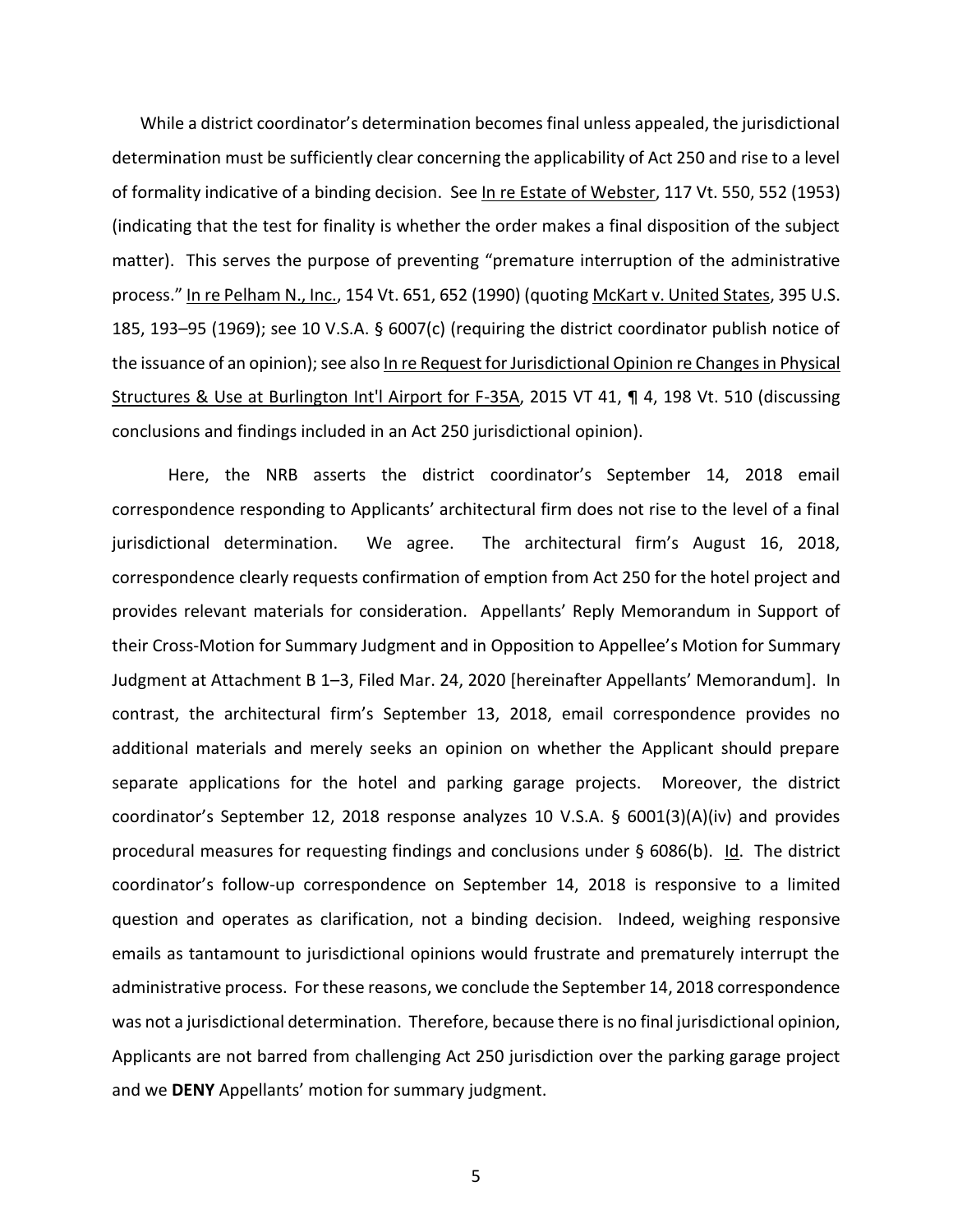While a district coordinator's determination becomes final unless appealed, the jurisdictional determination must be sufficiently clear concerning the applicability of Act 250 and rise to a level of formality indicative of a binding decision. See In re Estate of Webster, 117 Vt. 550, 552 (1953) (indicating that the test for finality is whether the order makes a final disposition of the subject matter). This serves the purpose of preventing "premature interruption of the administrative process." In re Pelham N., Inc., 154 Vt. 651, 652 (1990) (quoting McKart v. United States, 395 U.S. 185, 193–95 (1969); see 10 V.S.A. § 6007(c) (requiring the district coordinator publish notice of the issuance of an opinion); see also In re Request for Jurisdictional Opinion re Changes in Physical Structures & Use at Burlington Int'l Airport for F-35A, 2015 VT 41, ¶ 4, 198 Vt. 510 (discussing conclusions and findings included in an Act 250 jurisdictional opinion).

Here, the NRB asserts the district coordinator's September 14, 2018 email correspondence responding to Applicants' architectural firm does not rise to the level of a final jurisdictional determination. We agree. The architectural firm's August 16, 2018, correspondence clearly requests confirmation of emption from Act 250 for the hotel project and provides relevant materials for consideration. Appellants' Reply Memorandum in Support of their Cross-Motion for Summary Judgment and in Opposition to Appellee's Motion for Summary Judgment at Attachment B 1–3, Filed Mar. 24, 2020 [hereinafter Appellants' Memorandum]. In contrast, the architectural firm's September 13, 2018, email correspondence provides no additional materials and merely seeks an opinion on whether the Applicant should prepare separate applications for the hotel and parking garage projects. Moreover, the district coordinator's September 12, 2018 response analyzes 10 V.S.A. § 6001(3)(A)(iv) and provides procedural measures for requesting findings and conclusions under § 6086(b). Id. The district coordinator's follow-up correspondence on September 14, 2018 is responsive to a limited question and operates as clarification, not a binding decision. Indeed, weighing responsive emails as tantamount to jurisdictional opinions would frustrate and prematurely interrupt the administrative process. For these reasons, we conclude the September 14, 2018 correspondence was not a jurisdictional determination. Therefore, because there is no final jurisdictional opinion, Applicants are not barred from challenging Act 250 jurisdiction over the parking garage project and we **DENY** Appellants' motion for summary judgment.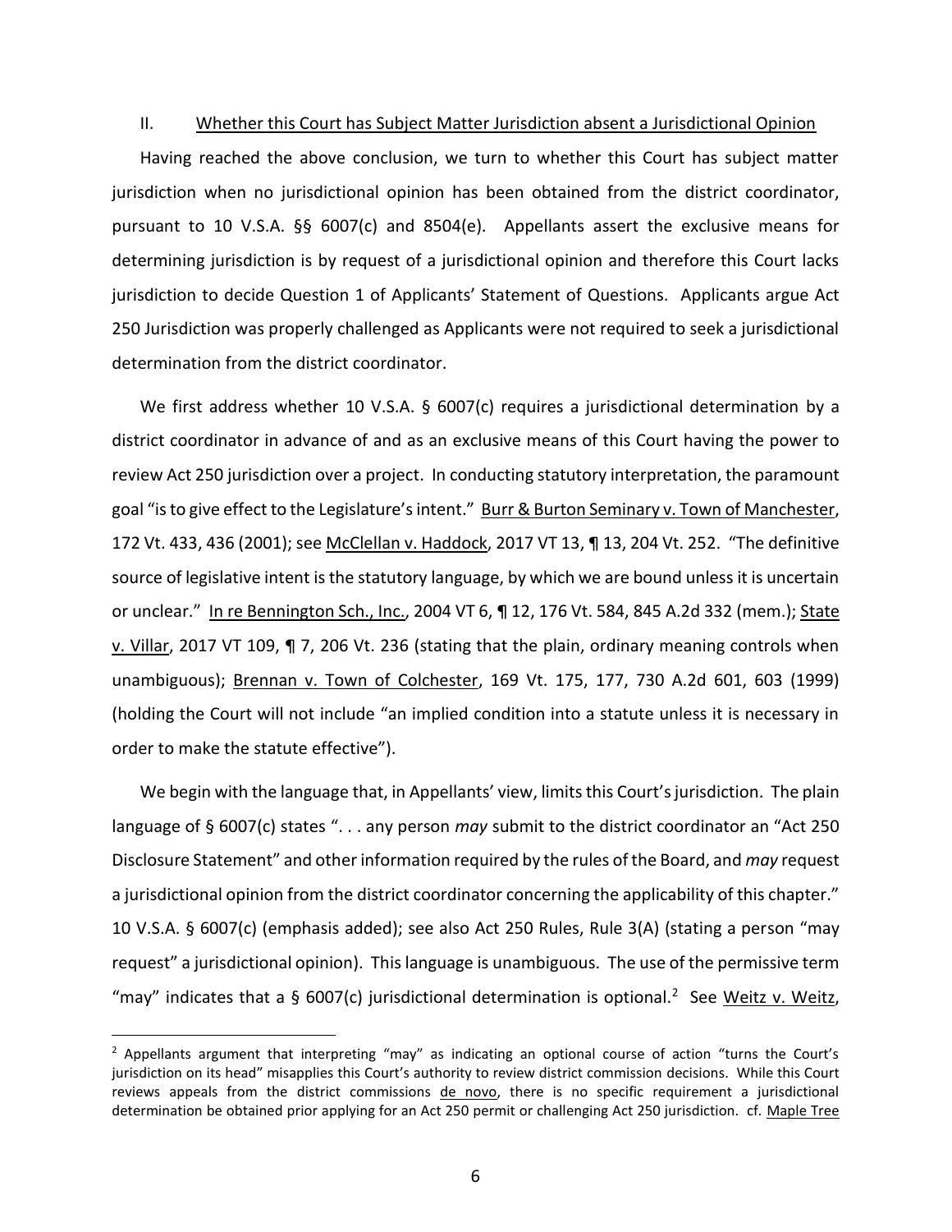II. Whether this Court has Subject Matter Jurisdiction absent a Jurisdictional Opinion

Having reached the above conclusion, we turn to whether this Court has subject matter jurisdiction when no jurisdictional opinion has been obtained from the district coordinator, pursuant to 10 V.S.A. §§ 6007(c) and 8504(e). Appellants assert the exclusive means for determining jurisdiction is by request of a jurisdictional opinion and therefore this Court lacks jurisdiction to decide Question 1 of Applicants' Statement of Questions. Applicants argue Act 250 Jurisdiction was properly challenged as Applicants were not required to seek a jurisdictional determination from the district coordinator.

We first address whether 10 V.S.A. § 6007(c) requires a jurisdictional determination by a district coordinator in advance of and as an exclusive means of this Court having the power to review Act 250 jurisdiction over a project. In conducting statutory interpretation, the paramount goal "is to give effect to the Legislature's intent." Burr & Burton Seminary v. Town of Manchester, 172 Vt. 433, 436 (2001); see McClellan v. Haddock, 2017 VT 13, ¶ 13, 204 Vt. 252. "The definitive source of legislative intent is the statutory language, by which we are bound unless it is uncertain or unclear." In re Bennington Sch., Inc., 2004 VT 6, ¶ 12, 176 Vt. 584, 845 A.2d 332 (mem.); State v. Villar, 2017 VT 109, ¶ 7, 206 Vt. 236 (stating that the plain, ordinary meaning controls when unambiguous); Brennan v. Town of Colchester, 169 Vt. 175, 177, 730 A.2d 601, 603 (1999) (holding the Court will not include "an implied condition into a statute unless it is necessary in order to make the statute effective").

We begin with the language that, in Appellants' view, limits this Court's jurisdiction. The plain language of § 6007(c) states ". . . any person *may* submit to the district coordinator an "Act 250 Disclosure Statement" and other information required by the rules of the Board, and *may* request a jurisdictional opinion from the district coordinator concerning the applicability of this chapter." 10 V.S.A. § 6007(c) (emphasis added); see also Act 250 Rules, Rule 3(A) (stating a person "may request" a jurisdictional opinion). This language is unambiguous. The use of the permissive term "may" indicates that a § 6007(c) jurisdictional determination is optional.[2] See Weitz v. Weitz,

---

[2] Appellants argument that interpreting "may" as indicating an optional course of action "turns the Court's jurisdiction on its head" misapplies this Court's authority to review district commission decisions. While this Court reviews appeals from the district commissions de novo, there is no specific requirement a jurisdictional determination be obtained prior applying for an Act 250 permit or challenging Act 250 jurisdiction. cf. Maple Tree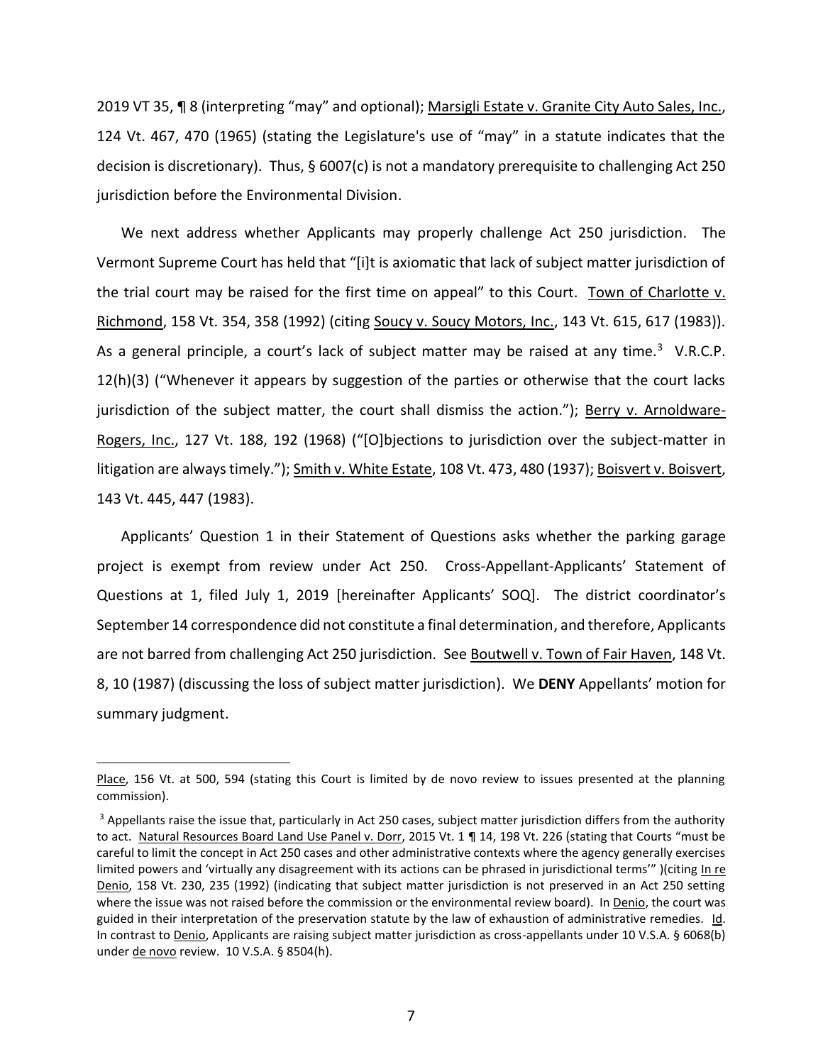2019 VT 35, ¶ 8 (interpreting "may" and optional); Marsigli Estate v. Granite City Auto Sales, Inc., 124 Vt. 467, 470 (1965) (stating the Legislature's use of "may" in a statute indicates that the decision is discretionary). Thus, § 6007(c) is not a mandatory prerequisite to challenging Act 250 jurisdiction before the Environmental Division.

We next address whether Applicants may properly challenge Act 250 jurisdiction. The Vermont Supreme Court has held that "[i]t is axiomatic that lack of subject matter jurisdiction of the trial court may be raised for the first time on appeal" to this Court. Town of Charlotte v. Richmond, 158 Vt. 354, 358 (1992) (citing Soucy v. Soucy Motors, Inc., 143 Vt. 615, 617 (1983)). As a general principle, a court's lack of subject matter may be raised at any time.[3] V.R.C.P. 12(h)(3) ("Whenever it appears by suggestion of the parties or otherwise that the court lacks jurisdiction of the subject matter, the court shall dismiss the action."); Berry v. Arnoldware-Rogers, Inc., 127 Vt. 188, 192 (1968) ("[O]bjections to jurisdiction over the subject-matter in litigation are always timely."); Smith v. White Estate, 108 Vt. 473, 480 (1937); Boisvert v. Boisvert, 143 Vt. 445, 447 (1983).

Applicants' Question 1 in their Statement of Questions asks whether the parking garage project is exempt from review under Act 250. Cross-Appellant-Applicants' Statement of Questions at 1, filed July 1, 2019 [hereinafter Applicants' SOQ]. The district coordinator's September 14 correspondence did not constitute a final determination, and therefore, Applicants are not barred from challenging Act 250 jurisdiction. See Boutwell v. Town of Fair Haven, 148 Vt. 8, 10 (1987) (discussing the loss of subject matter jurisdiction). We **DENY** Appellants' motion for summary judgment.

---

Place, 156 Vt. at 500, 594 (stating this Court is limited by de novo review to issues presented at the planning commission).

[3] Appellants raise the issue that, particularly in Act 250 cases, subject matter jurisdiction differs from the authority to act. Natural Resources Board Land Use Panel v. Dorr, 2015 Vt. 1 ¶ 14, 198 Vt. 226 (stating that Courts "must be careful to limit the concept in Act 250 cases and other administrative contexts where the agency generally exercises limited powers and 'virtually any disagreement with its actions can be phrased in jurisdictional terms'" )(citing In re Denio, 158 Vt. 230, 235 (1992) (indicating that subject matter jurisdiction is not preserved in an Act 250 setting where the issue was not raised before the commission or the environmental review board). In Denio, the court was guided in their interpretation of the preservation statute by the law of exhaustion of administrative remedies. Id. In contrast to Denio, Applicants are raising subject matter jurisdiction as cross-appellants under 10 V.S.A. § 6068(b) under de novo review. 10 V.S.A. § 8504(h).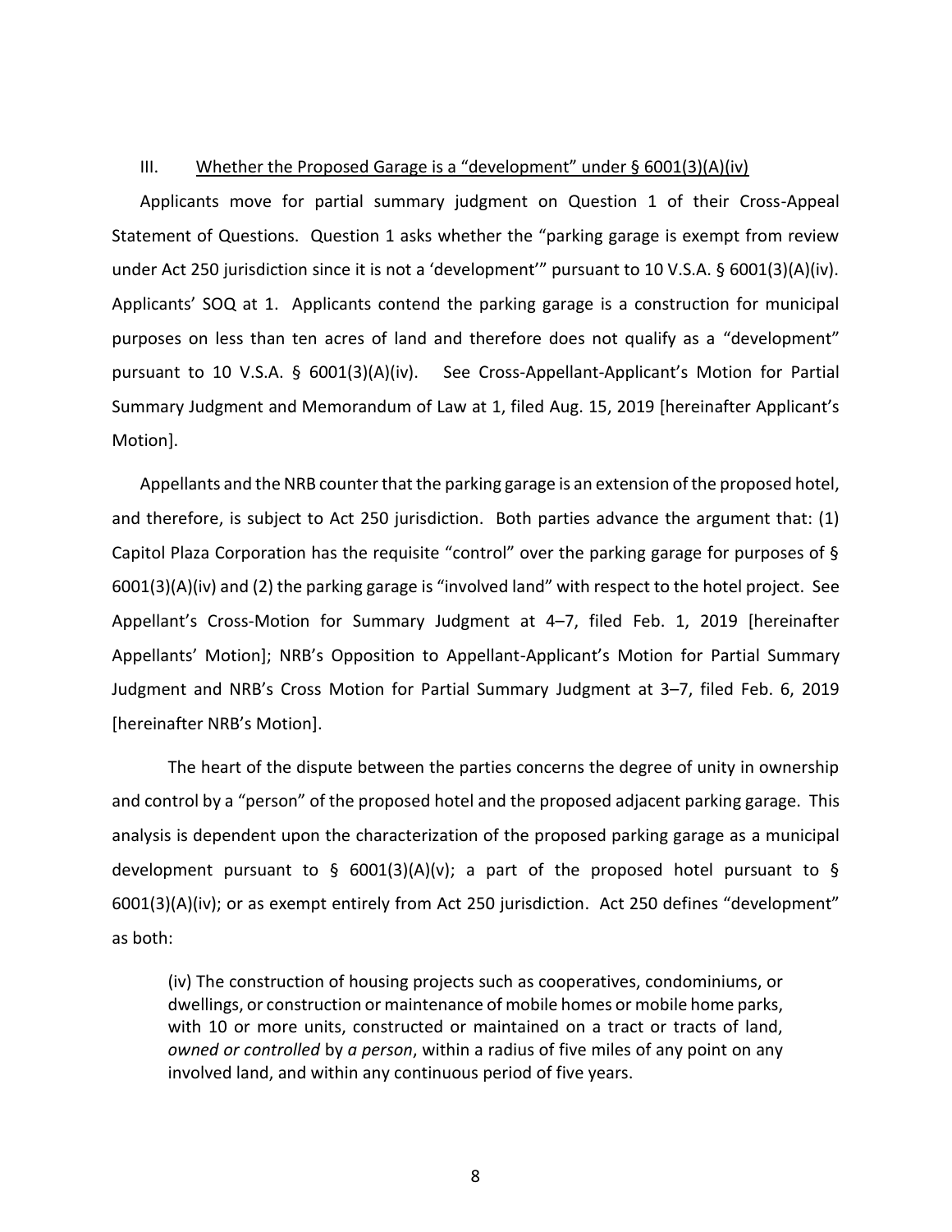### III. Whether the Proposed Garage is a "development" under § 6001(3)(A)(iv)

Applicants move for partial summary judgment on Question 1 of their Cross-Appeal Statement of Questions. Question 1 asks whether the "parking garage is exempt from review under Act 250 jurisdiction since it is not a 'development'" pursuant to 10 V.S.A. § 6001(3)(A)(iv). Applicants' SOQ at 1. Applicants contend the parking garage is a construction for municipal purposes on less than ten acres of land and therefore does not qualify as a "development" pursuant to 10 V.S.A. § 6001(3)(A)(iv). See Cross-Appellant-Applicant's Motion for Partial Summary Judgment and Memorandum of Law at 1, filed Aug. 15, 2019 [hereinafter Applicant's Motion].

Appellants and the NRB counter that the parking garage is an extension of the proposed hotel, and therefore, is subject to Act 250 jurisdiction. Both parties advance the argument that: (1) Capitol Plaza Corporation has the requisite "control" over the parking garage for purposes of § 6001(3)(A)(iv) and (2) the parking garage is "involved land" with respect to the hotel project. See Appellant's Cross-Motion for Summary Judgment at 4–7, filed Feb. 1, 2019 [hereinafter Appellants' Motion]; NRB's Opposition to Appellant-Applicant's Motion for Partial Summary Judgment and NRB's Cross Motion for Partial Summary Judgment at 3–7, filed Feb. 6, 2019 [hereinafter NRB's Motion].

The heart of the dispute between the parties concerns the degree of unity in ownership and control by a "person" of the proposed hotel and the proposed adjacent parking garage. This analysis is dependent upon the characterization of the proposed parking garage as a municipal development pursuant to § 6001(3)(A)(v); a part of the proposed hotel pursuant to § 6001(3)(A)(iv); or as exempt entirely from Act 250 jurisdiction. Act 250 defines "development" as both:

> (iv) The construction of housing projects such as cooperatives, condominiums, or dwellings, or construction or maintenance of mobile homes or mobile home parks, with 10 or more units, constructed or maintained on a tract or tracts of land, *owned or controlled* by *a person*, within a radius of five miles of any point on any involved land, and within any continuous period of five years.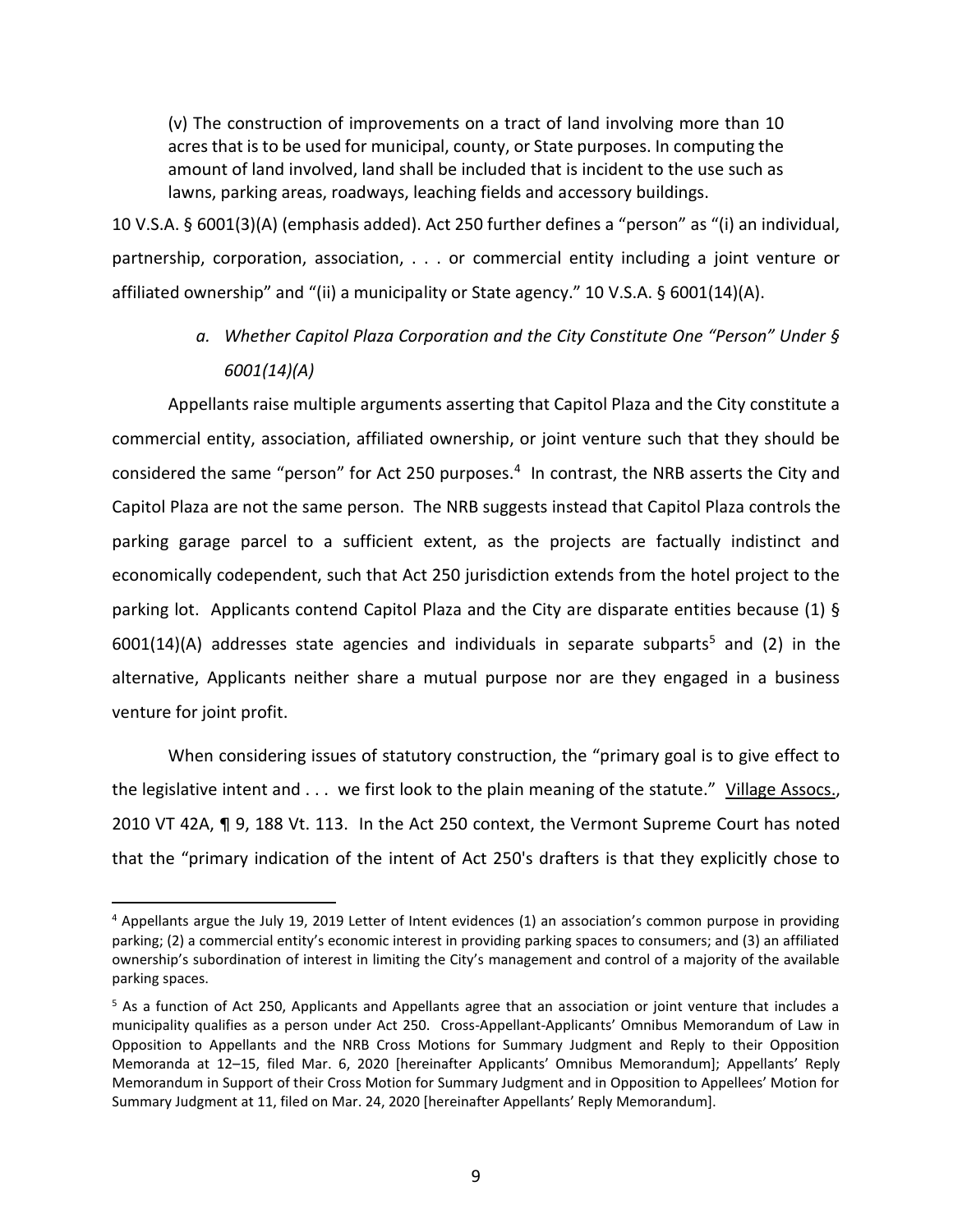> (v) The construction of improvements on a tract of land involving more than 10 acres that is to be used for municipal, county, or State purposes. In computing the amount of land involved, land shall be included that is incident to the use such as lawns, parking areas, roadways, leaching fields and accessory buildings.

10 V.S.A. § 6001(3)(A) (emphasis added). Act 250 further defines a "person" as "(i) an individual, partnership, corporation, association, . . . or commercial entity including a joint venture or affiliated ownership" and "(ii) a municipality or State agency." 10 V.S.A. § 6001(14)(A).

*a. Whether Capitol Plaza Corporation and the City Constitute One "Person" Under § 6001(14)(A)*

Appellants raise multiple arguments asserting that Capitol Plaza and the City constitute a commercial entity, association, affiliated ownership, or joint venture such that they should be considered the same "person" for Act 250 purposes.[4] In contrast, the NRB asserts the City and Capitol Plaza are not the same person. The NRB suggests instead that Capitol Plaza controls the parking garage parcel to a sufficient extent, as the projects are factually indistinct and economically codependent, such that Act 250 jurisdiction extends from the hotel project to the parking lot. Applicants contend Capitol Plaza and the City are disparate entities because (1) § 6001(14)(A) addresses state agencies and individuals in separate subparts[5] and (2) in the alternative, Applicants neither share a mutual purpose nor are they engaged in a business venture for joint profit.

When considering issues of statutory construction, the "primary goal is to give effect to the legislative intent and . . . we first look to the plain meaning of the statute." Village Assocs., 2010 VT 42A, ¶ 9, 188 Vt. 113. In the Act 250 context, the Vermont Supreme Court has noted that the "primary indication of the intent of Act 250's drafters is that they explicitly chose to

---

[4] Appellants argue the July 19, 2019 Letter of Intent evidences (1) an association's common purpose in providing parking; (2) a commercial entity's economic interest in providing parking spaces to consumers; and (3) an affiliated ownership's subordination of interest in limiting the City's management and control of a majority of the available parking spaces.

[5] As a function of Act 250, Applicants and Appellants agree that an association or joint venture that includes a municipality qualifies as a person under Act 250. Cross-Appellant-Applicants' Omnibus Memorandum of Law in Opposition to Appellants and the NRB Cross Motions for Summary Judgment and Reply to their Opposition Memoranda at 12–15, filed Mar. 6, 2020 [hereinafter Applicants' Omnibus Memorandum]; Appellants' Reply Memorandum in Support of their Cross Motion for Summary Judgment and in Opposition to Appellees' Motion for Summary Judgment at 11, filed on Mar. 24, 2020 [hereinafter Appellants' Reply Memorandum].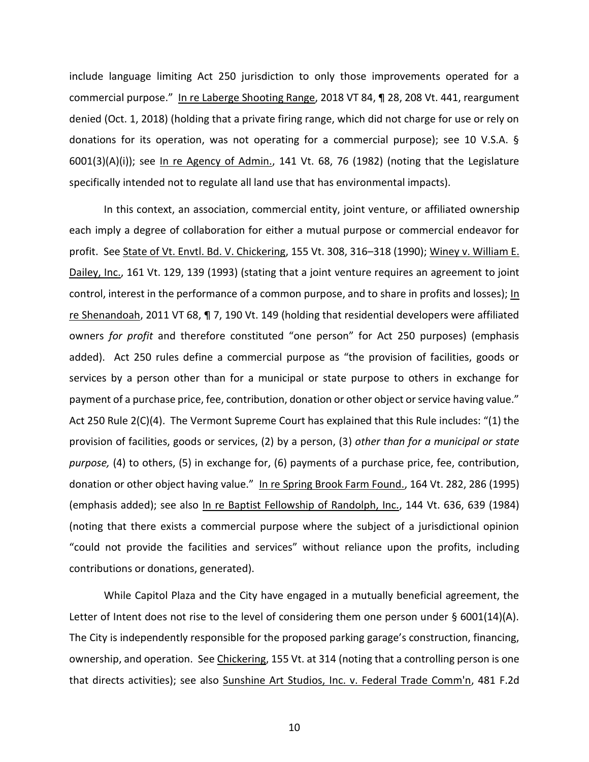include language limiting Act 250 jurisdiction to only those improvements operated for a commercial purpose." In re Laberge Shooting Range, 2018 VT 84, ¶ 28, 208 Vt. 441, reargument denied (Oct. 1, 2018) (holding that a private firing range, which did not charge for use or rely on donations for its operation, was not operating for a commercial purpose); see 10 V.S.A. § 6001(3)(A)(i)); see In re Agency of Admin., 141 Vt. 68, 76 (1982) (noting that the Legislature specifically intended not to regulate all land use that has environmental impacts).

In this context, an association, commercial entity, joint venture, or affiliated ownership each imply a degree of collaboration for either a mutual purpose or commercial endeavor for profit. See State of Vt. Envtl. Bd. V. Chickering, 155 Vt. 308, 316–318 (1990); Winey v. William E. Dailey, Inc., 161 Vt. 129, 139 (1993) (stating that a joint venture requires an agreement to joint control, interest in the performance of a common purpose, and to share in profits and losses); In re Shenandoah, 2011 VT 68, ¶ 7, 190 Vt. 149 (holding that residential developers were affiliated owners *for profit* and therefore constituted "one person" for Act 250 purposes) (emphasis added). Act 250 rules define a commercial purpose as "the provision of facilities, goods or services by a person other than for a municipal or state purpose to others in exchange for payment of a purchase price, fee, contribution, donation or other object or service having value." Act 250 Rule 2(C)(4). The Vermont Supreme Court has explained that this Rule includes: "(1) the provision of facilities, goods or services, (2) by a person, (3) *other than for a municipal or state purpose,* (4) to others, (5) in exchange for, (6) payments of a purchase price, fee, contribution, donation or other object having value." In re Spring Brook Farm Found., 164 Vt. 282, 286 (1995) (emphasis added); see also In re Baptist Fellowship of Randolph, Inc., 144 Vt. 636, 639 (1984) (noting that there exists a commercial purpose where the subject of a jurisdictional opinion "could not provide the facilities and services" without reliance upon the profits, including contributions or donations, generated).

While Capitol Plaza and the City have engaged in a mutually beneficial agreement, the Letter of Intent does not rise to the level of considering them one person under § 6001(14)(A). The City is independently responsible for the proposed parking garage's construction, financing, ownership, and operation. See Chickering, 155 Vt. at 314 (noting that a controlling person is one that directs activities); see also Sunshine Art Studios, Inc. v. Federal Trade Comm'n, 481 F.2d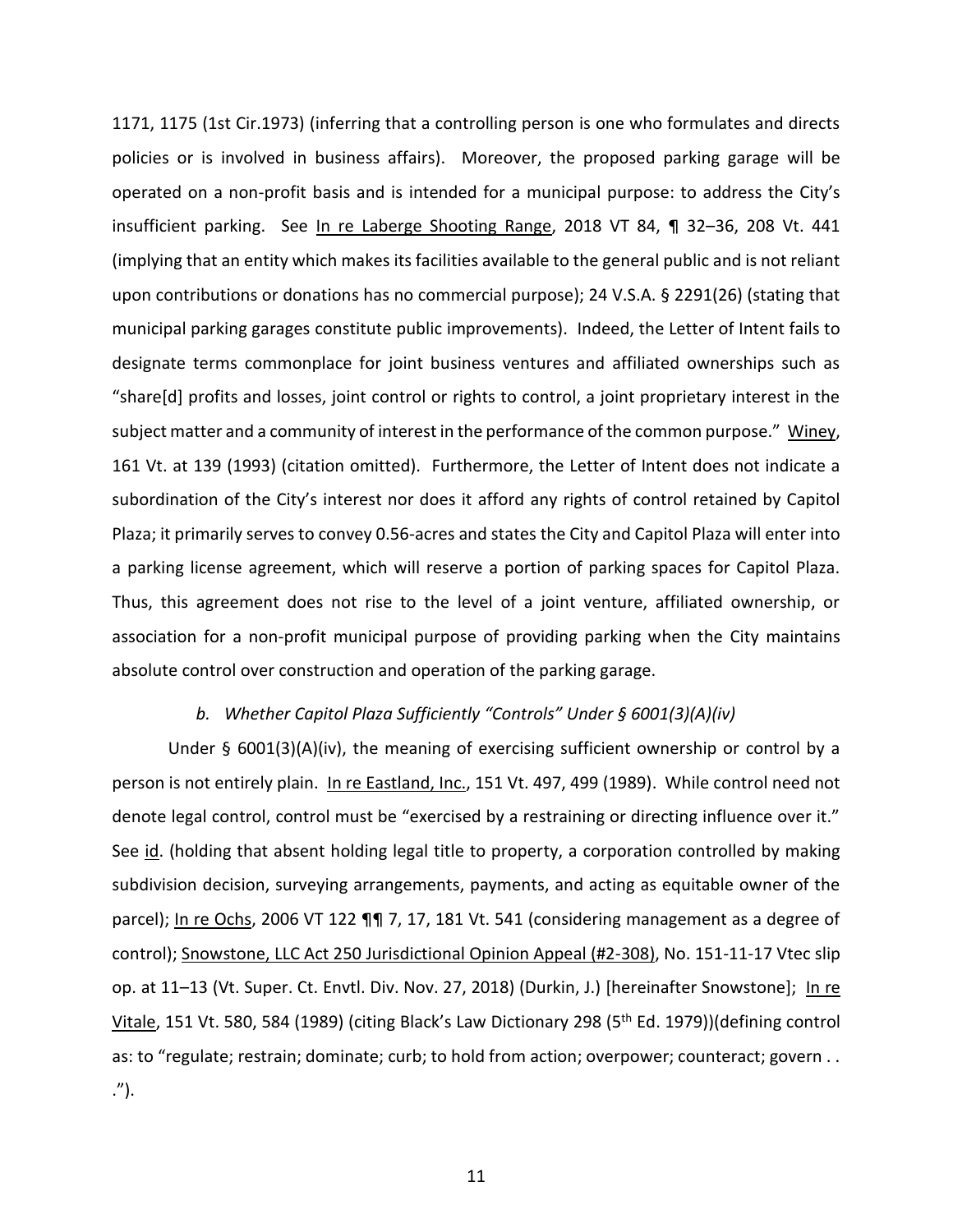1171, 1175 (1st Cir.1973) (inferring that a controlling person is one who formulates and directs policies or is involved in business affairs). Moreover, the proposed parking garage will be operated on a non-profit basis and is intended for a municipal purpose: to address the City's insufficient parking. See In re Laberge Shooting Range, 2018 VT 84, ¶ 32–36, 208 Vt. 441 (implying that an entity which makes its facilities available to the general public and is not reliant upon contributions or donations has no commercial purpose); 24 V.S.A. § 2291(26) (stating that municipal parking garages constitute public improvements). Indeed, the Letter of Intent fails to designate terms commonplace for joint business ventures and affiliated ownerships such as "share[d] profits and losses, joint control or rights to control, a joint proprietary interest in the subject matter and a community of interest in the performance of the common purpose." Winey, 161 Vt. at 139 (1993) (citation omitted). Furthermore, the Letter of Intent does not indicate a subordination of the City's interest nor does it afford any rights of control retained by Capitol Plaza; it primarily serves to convey 0.56-acres and states the City and Capitol Plaza will enter into a parking license agreement, which will reserve a portion of parking spaces for Capitol Plaza. Thus, this agreement does not rise to the level of a joint venture, affiliated ownership, or association for a non-profit municipal purpose of providing parking when the City maintains absolute control over construction and operation of the parking garage.

*b. Whether Capitol Plaza Sufficiently "Controls" Under § 6001(3)(A)(iv)*

Under § 6001(3)(A)(iv), the meaning of exercising sufficient ownership or control by a person is not entirely plain. In re Eastland, Inc., 151 Vt. 497, 499 (1989). While control need not denote legal control, control must be "exercised by a restraining or directing influence over it." See id. (holding that absent holding legal title to property, a corporation controlled by making subdivision decision, surveying arrangements, payments, and acting as equitable owner of the parcel); In re Ochs, 2006 VT 122 ¶¶ 7, 17, 181 Vt. 541 (considering management as a degree of control); Snowstone, LLC Act 250 Jurisdictional Opinion Appeal (#2-308), No. 151-11-17 Vtec slip op. at 11–13 (Vt. Super. Ct. Envtl. Div. Nov. 27, 2018) (Durkin, J.) [hereinafter Snowstone]; In re Vitale, 151 Vt. 580, 584 (1989) (citing Black's Law Dictionary 298 (5th Ed. 1979))(defining control as: to "regulate; restrain; dominate; curb; to hold from action; overpower; counteract; govern . . .").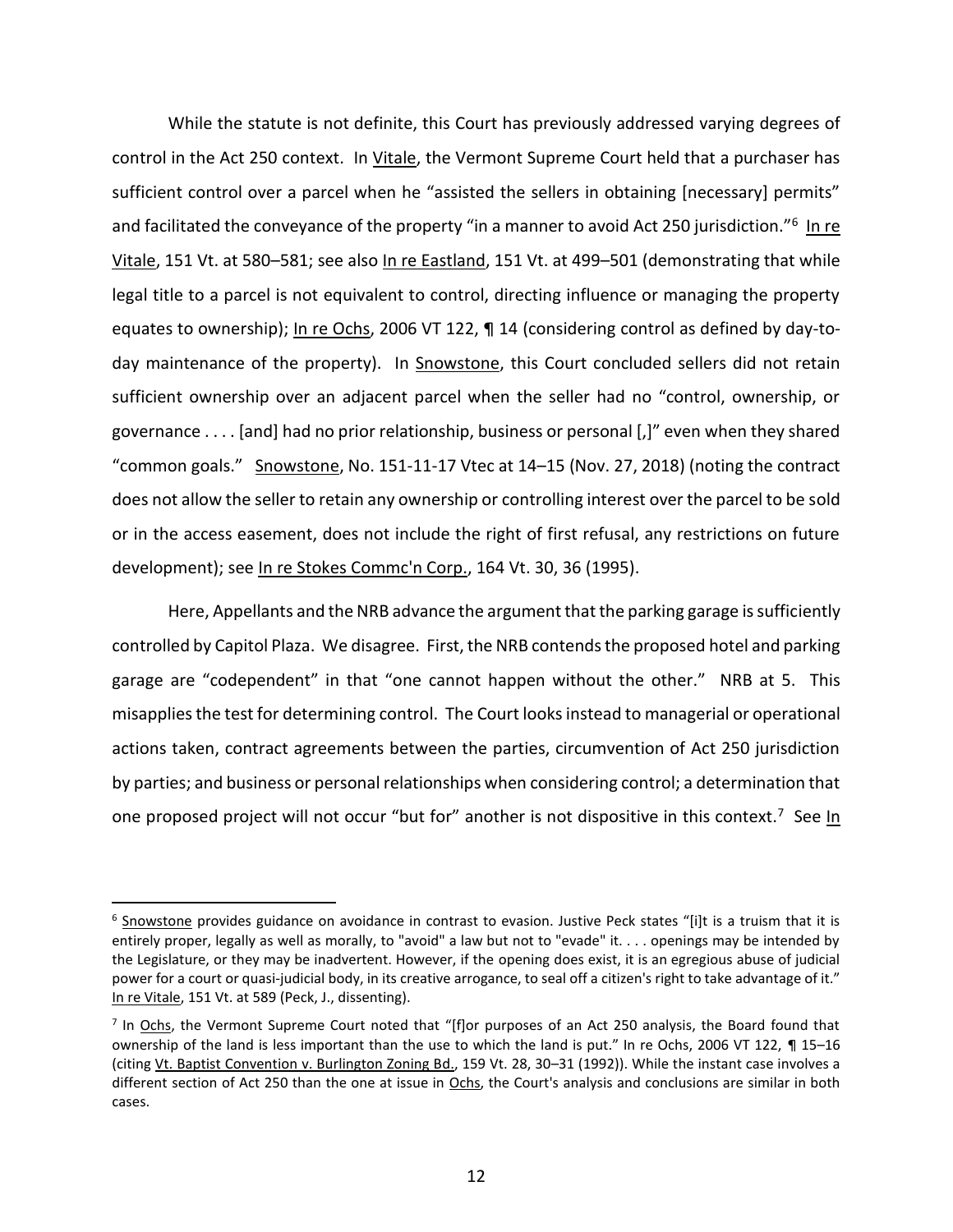While the statute is not definite, this Court has previously addressed varying degrees of control in the Act 250 context. In Vitale, the Vermont Supreme Court held that a purchaser has sufficient control over a parcel when he "assisted the sellers in obtaining [necessary] permits" and facilitated the conveyance of the property "in a manner to avoid Act 250 jurisdiction."[6] In re Vitale, 151 Vt. at 580–581; see also In re Eastland, 151 Vt. at 499–501 (demonstrating that while legal title to a parcel is not equivalent to control, directing influence or managing the property equates to ownership); In re Ochs, 2006 VT 122, ¶ 14 (considering control as defined by day-to-day maintenance of the property). In Snowstone, this Court concluded sellers did not retain sufficient ownership over an adjacent parcel when the seller had no "control, ownership, or governance . . . . [and] had no prior relationship, business or personal [,]" even when they shared "common goals." Snowstone, No. 151-11-17 Vtec at 14–15 (Nov. 27, 2018) (noting the contract does not allow the seller to retain any ownership or controlling interest over the parcel to be sold or in the access easement, does not include the right of first refusal, any restrictions on future development); see In re Stokes Commc'n Corp., 164 Vt. 30, 36 (1995).

Here, Appellants and the NRB advance the argument that the parking garage is sufficiently controlled by Capitol Plaza. We disagree. First, the NRB contends the proposed hotel and parking garage are "codependent" in that "one cannot happen without the other." NRB at 5. This misapplies the test for determining control. The Court looks instead to managerial or operational actions taken, contract agreements between the parties, circumvention of Act 250 jurisdiction by parties; and business or personal relationships when considering control; a determination that one proposed project will not occur "but for" another is not dispositive in this context.[7] See In

---

[6] Snowstone provides guidance on avoidance in contrast to evasion. Justive Peck states "[i]t is a truism that it is entirely proper, legally as well as morally, to "avoid" a law but not to "evade" it. . . . openings may be intended by the Legislature, or they may be inadvertent. However, if the opening does exist, it is an egregious abuse of judicial power for a court or quasi-judicial body, in its creative arrogance, to seal off a citizen's right to take advantage of it." In re Vitale, 151 Vt. at 589 (Peck, J., dissenting).

[7] In Ochs, the Vermont Supreme Court noted that "[f]or purposes of an Act 250 analysis, the Board found that ownership of the land is less important than the use to which the land is put." In re Ochs, 2006 VT 122, ¶ 15–16 (citing Vt. Baptist Convention v. Burlington Zoning Bd., 159 Vt. 28, 30–31 (1992)). While the instant case involves a different section of Act 250 than the one at issue in Ochs, the Court's analysis and conclusions are similar in both cases.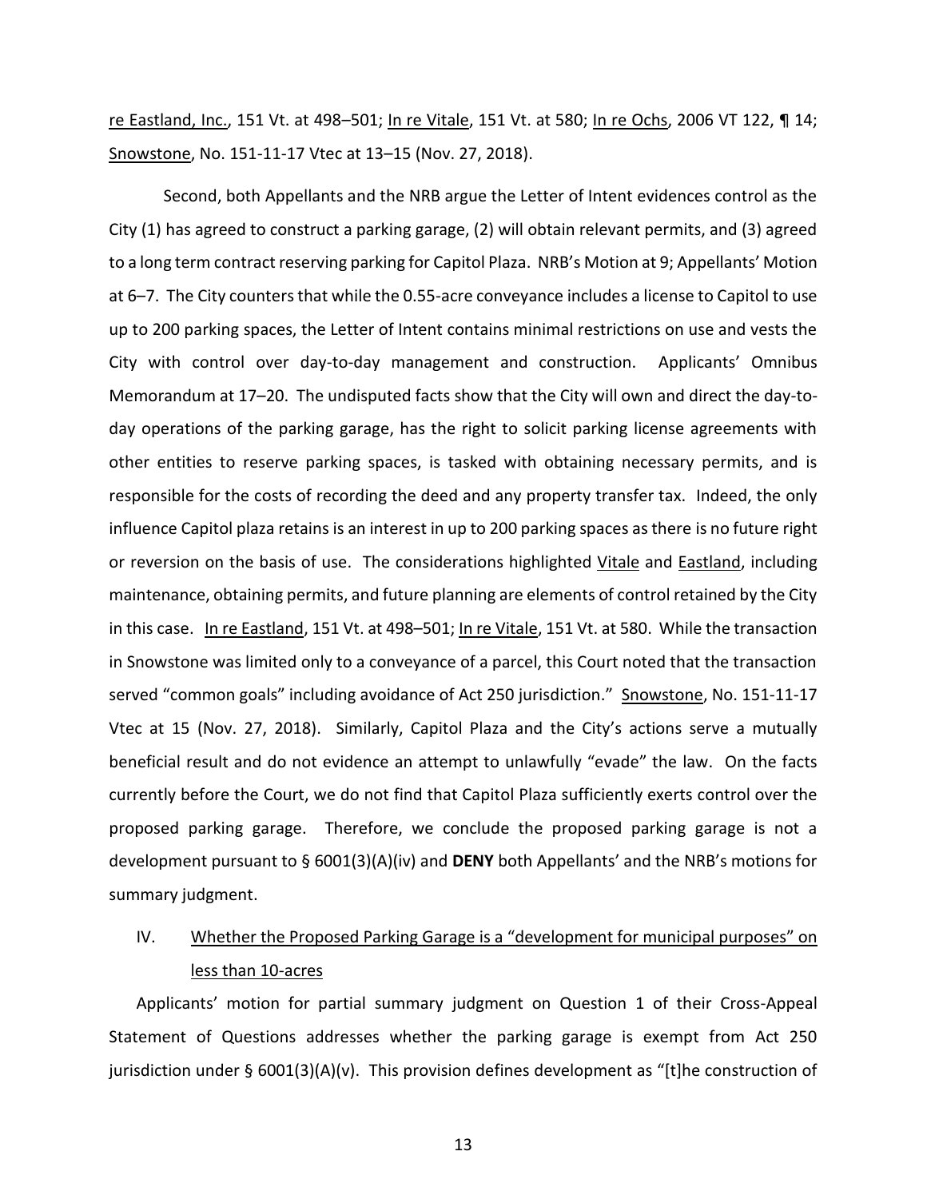re Eastland, Inc., 151 Vt. at 498–501; In re Vitale, 151 Vt. at 580; In re Ochs, 2006 VT 122, ¶ 14; Snowstone, No. 151-11-17 Vtec at 13–15 (Nov. 27, 2018).

Second, both Appellants and the NRB argue the Letter of Intent evidences control as the City (1) has agreed to construct a parking garage, (2) will obtain relevant permits, and (3) agreed to a long term contract reserving parking for Capitol Plaza. NRB's Motion at 9; Appellants' Motion at 6–7. The City counters that while the 0.55-acre conveyance includes a license to Capitol to use up to 200 parking spaces, the Letter of Intent contains minimal restrictions on use and vests the City with control over day-to-day management and construction. Applicants' Omnibus Memorandum at 17–20. The undisputed facts show that the City will own and direct the day-to-day operations of the parking garage, has the right to solicit parking license agreements with other entities to reserve parking spaces, is tasked with obtaining necessary permits, and is responsible for the costs of recording the deed and any property transfer tax. Indeed, the only influence Capitol plaza retains is an interest in up to 200 parking spaces as there is no future right or reversion on the basis of use. The considerations highlighted Vitale and Eastland, including maintenance, obtaining permits, and future planning are elements of control retained by the City in this case. In re Eastland, 151 Vt. at 498–501; In re Vitale, 151 Vt. at 580. While the transaction in Snowstone was limited only to a conveyance of a parcel, this Court noted that the transaction served "common goals" including avoidance of Act 250 jurisdiction." Snowstone, No. 151-11-17 Vtec at 15 (Nov. 27, 2018). Similarly, Capitol Plaza and the City's actions serve a mutually beneficial result and do not evidence an attempt to unlawfully "evade" the law. On the facts currently before the Court, we do not find that Capitol Plaza sufficiently exerts control over the proposed parking garage. Therefore, we conclude the proposed parking garage is not a development pursuant to § 6001(3)(A)(iv) and **DENY** both Appellants' and the NRB's motions for summary judgment.

## IV. Whether the Proposed Parking Garage is a "development for municipal purposes" on less than 10-acres

Applicants' motion for partial summary judgment on Question 1 of their Cross-Appeal Statement of Questions addresses whether the parking garage is exempt from Act 250 jurisdiction under § 6001(3)(A)(v). This provision defines development as "[t]he construction of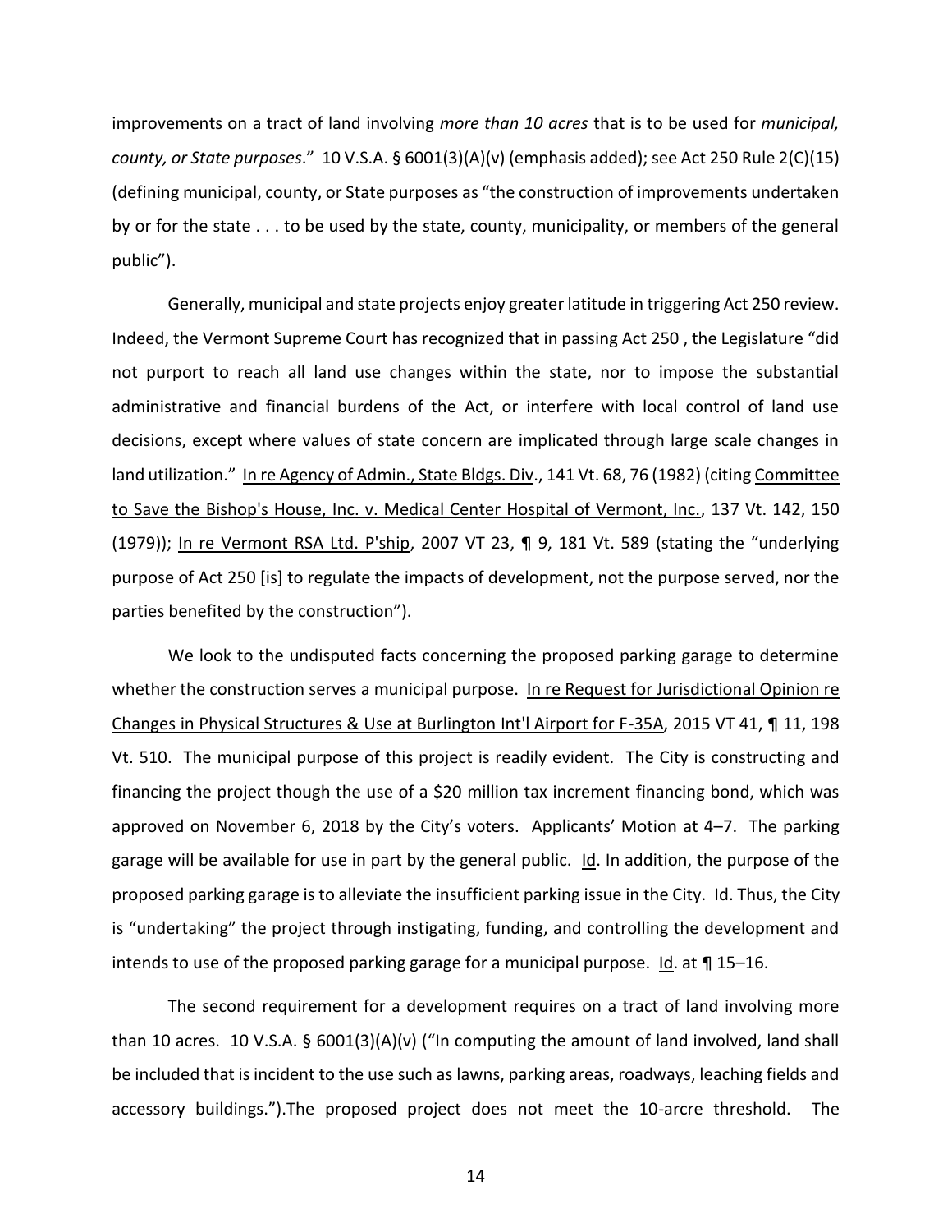improvements on a tract of land involving *more than 10 acres* that is to be used for *municipal, county, or State purposes*." 10 V.S.A. § 6001(3)(A)(v) (emphasis added); see Act 250 Rule 2(C)(15) (defining municipal, county, or State purposes as "the construction of improvements undertaken by or for the state . . . to be used by the state, county, municipality, or members of the general public").

Generally, municipal and state projects enjoy greater latitude in triggering Act 250 review. Indeed, the Vermont Supreme Court has recognized that in passing Act 250 , the Legislature "did not purport to reach all land use changes within the state, nor to impose the substantial administrative and financial burdens of the Act, or interfere with local control of land use decisions, except where values of state concern are implicated through large scale changes in land utilization." In re Agency of Admin., State Bldgs. Div., 141 Vt. 68, 76 (1982) (citing Committee to Save the Bishop's House, Inc. v. Medical Center Hospital of Vermont, Inc., 137 Vt. 142, 150 (1979)); In re Vermont RSA Ltd. P'ship, 2007 VT 23, ¶ 9, 181 Vt. 589 (stating the "underlying purpose of Act 250 [is] to regulate the impacts of development, not the purpose served, nor the parties benefited by the construction").

We look to the undisputed facts concerning the proposed parking garage to determine whether the construction serves a municipal purpose. In re Request for Jurisdictional Opinion re Changes in Physical Structures & Use at Burlington Int'l Airport for F-35A, 2015 VT 41, ¶ 11, 198 Vt. 510. The municipal purpose of this project is readily evident. The City is constructing and financing the project though the use of a $20 million tax increment financing bond, which was approved on November 6, 2018 by the City's voters. Applicants' Motion at 4–7. The parking garage will be available for use in part by the general public. Id. In addition, the purpose of the proposed parking garage is to alleviate the insufficient parking issue in the City. Id. Thus, the City is "undertaking" the project through instigating, funding, and controlling the development and intends to use of the proposed parking garage for a municipal purpose. Id. at ¶ 15–16.

The second requirement for a development requires on a tract of land involving more than 10 acres. 10 V.S.A. § 6001(3)(A)(v) ("In computing the amount of land involved, land shall be included that is incident to the use such as lawns, parking areas, roadways, leaching fields and accessory buildings.").The proposed project does not meet the 10-arcre threshold. The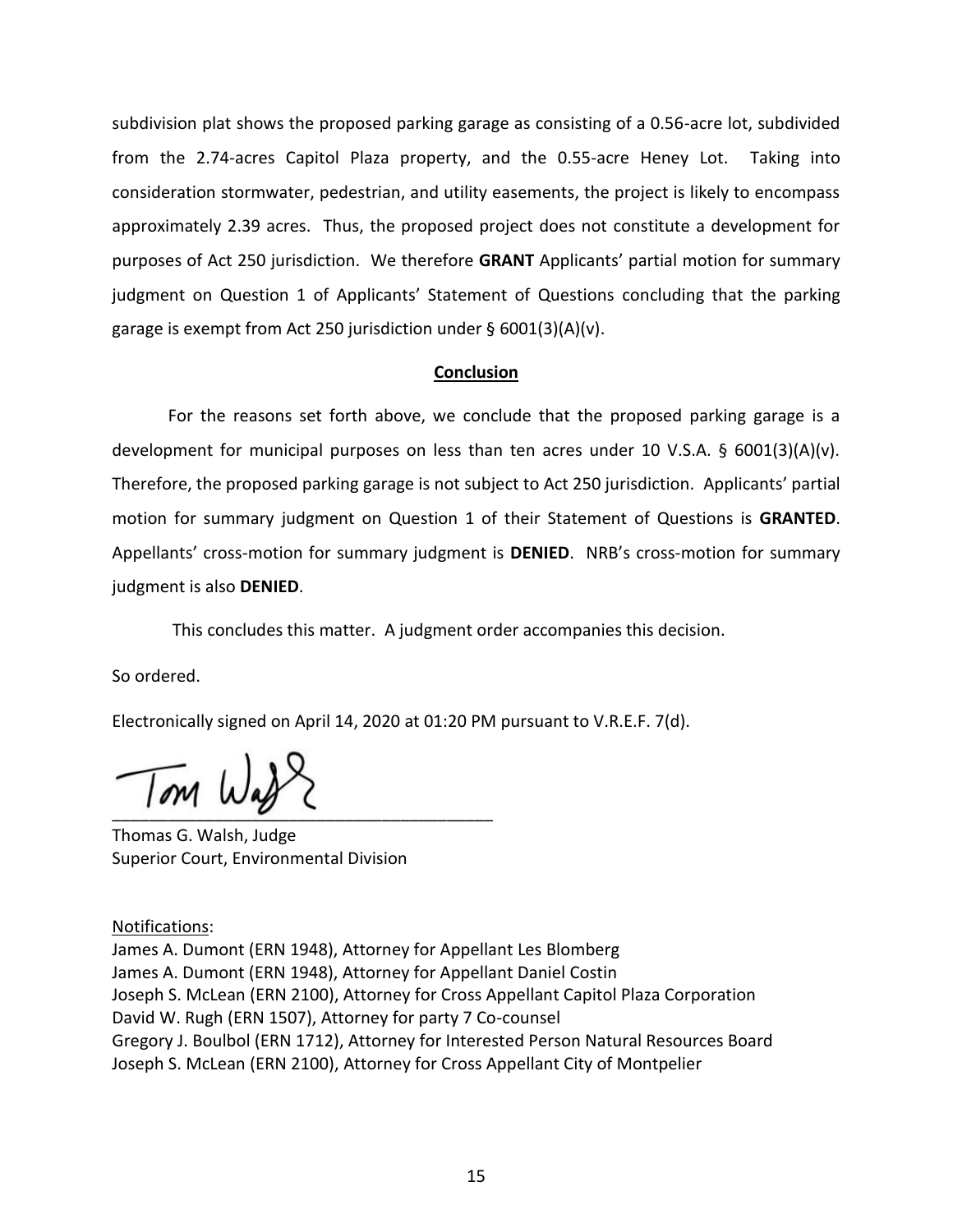subdivision plat shows the proposed parking garage as consisting of a 0.56-acre lot, subdivided from the 2.74-acres Capitol Plaza property, and the 0.55-acre Heney Lot. Taking into consideration stormwater, pedestrian, and utility easements, the project is likely to encompass approximately 2.39 acres. Thus, the proposed project does not constitute a development for purposes of Act 250 jurisdiction. We therefore **GRANT** Applicants' partial motion for summary judgment on Question 1 of Applicants' Statement of Questions concluding that the parking garage is exempt from Act 250 jurisdiction under § 6001(3)(A)(v).

## Conclusion

For the reasons set forth above, we conclude that the proposed parking garage is a development for municipal purposes on less than ten acres under 10 V.S.A. § 6001(3)(A)(v). Therefore, the proposed parking garage is not subject to Act 250 jurisdiction. Applicants' partial motion for summary judgment on Question 1 of their Statement of Questions is **GRANTED**. Appellants' cross-motion for summary judgment is **DENIED**. NRB's cross-motion for summary judgment is also **DENIED**.

This concludes this matter. A judgment order accompanies this decision.

So ordered.

Electronically signed on April 14, 2020 at 01:20 PM pursuant to V.R.E.F. 7(d).

Tom Walsh

\_\_\_\_\_\_\_\_\_\_\_\_\_\_\_\_\_\_\_\_\_\_\_\_\_\_\_\_\_\_\_\_\_\_\_\_\_\_\_\_

Thomas G. Walsh, Judge
Superior Court, Environmental Division

Notifications:
James A. Dumont (ERN 1948), Attorney for Appellant Les Blomberg
James A. Dumont (ERN 1948), Attorney for Appellant Daniel Costin
Joseph S. McLean (ERN 2100), Attorney for Cross Appellant Capitol Plaza Corporation
David W. Rugh (ERN 1507), Attorney for party 7 Co-counsel
Gregory J. Boulbol (ERN 1712), Attorney for Interested Person Natural Resources Board
Joseph S. McLean (ERN 2100), Attorney for Cross Appellant City of Montpelier